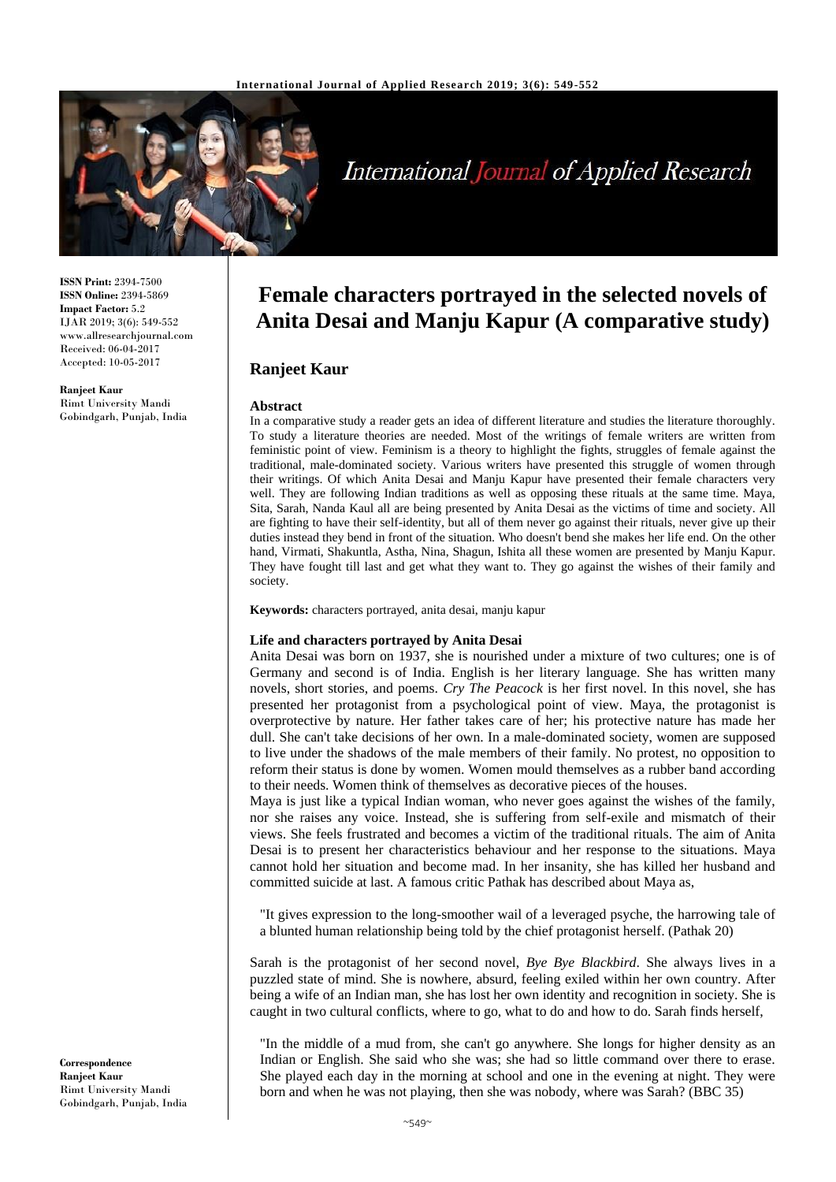ISSN Print: 2394-7500
ISSN Online: 2394-5869
Impact Factor: 5.2
IJAR 2019; 3(6): 549-552
www.allresearchjournal.com
Received: 06-04-2017
Accepted: 10-05-2017

**Ranjeet Kaur**
Rimt University Mandi Gobindgarh, Punjab, India

**Correspondence**
**Ranjeet Kaur**
Rimt University Mandi Gobindgarh, Punjab, India

# Female characters portrayed in the selected novels of Anita Desai and Manju Kapur (A comparative study)

## Ranjeet Kaur

### Abstract

In a comparative study a reader gets an idea of different literature and studies the literature thoroughly. To study a literature theories are needed. Most of the writings of female writers are written from feministic point of view. Feminism is a theory to highlight the fights, struggles of female against the traditional, male-dominated society. Various writers have presented this struggle of women through their writings. Of which Anita Desai and Manju Kapur have presented their female characters very well. They are following Indian traditions as well as opposing these rituals at the same time. Maya, Sita, Sarah, Nanda Kaul all are being presented by Anita Desai as the victims of time and society. All are fighting to have their self-identity, but all of them never go against their rituals, never give up their duties instead they bend in front of the situation. Who doesn't bend she makes her life end. On the other hand, Virmati, Shakuntla, Astha, Nina, Shagun, Ishita all these women are presented by Manju Kapur. They have fought till last and get what they want to. They go against the wishes of their family and society.

**Keywords:** characters portrayed, anita desai, manju kapur

### Life and characters portrayed by Anita Desai

Anita Desai was born on 1937, she is nourished under a mixture of two cultures; one is of Germany and second is of India. English is her literary language. She has written many novels, short stories, and poems. *Cry The Peacock* is her first novel. In this novel, she has presented her protagonist from a psychological point of view. Maya, the protagonist is overprotective by nature. Her father takes care of her; his protective nature has made her dull. She can't take decisions of her own. In a male-dominated society, women are supposed to live under the shadows of the male members of their family. No protest, no opposition to reform their status is done by women. Women mould themselves as a rubber band according to their needs. Women think of themselves as decorative pieces of the houses.

Maya is just like a typical Indian woman, who never goes against the wishes of the family, nor she raises any voice. Instead, she is suffering from self-exile and mismatch of their views. She feels frustrated and becomes a victim of the traditional rituals. The aim of Anita Desai is to present her characteristics behaviour and her response to the situations. Maya cannot hold her situation and become mad. In her insanity, she has killed her husband and committed suicide at last. A famous critic Pathak has described about Maya as,

> "It gives expression to the long-smoother wail of a leveraged psyche, the harrowing tale of a blunted human relationship being told by the chief protagonist herself. (Pathak 20)

Sarah is the protagonist of her second novel, *Bye Bye Blackbird*. She always lives in a puzzled state of mind. She is nowhere, absurd, feeling exiled within her own country. After being a wife of an Indian man, she has lost her own identity and recognition in society. She is caught in two cultural conflicts, where to go, what to do and how to do. Sarah finds herself,

> "In the middle of a mud from, she can't go anywhere. She longs for higher density as an Indian or English. She said who she was; she had so little command over there to erase. She played each day in the morning at school and one in the evening at night. They were born and when he was not playing, then she was nobody, where was Sarah? (BBC 35)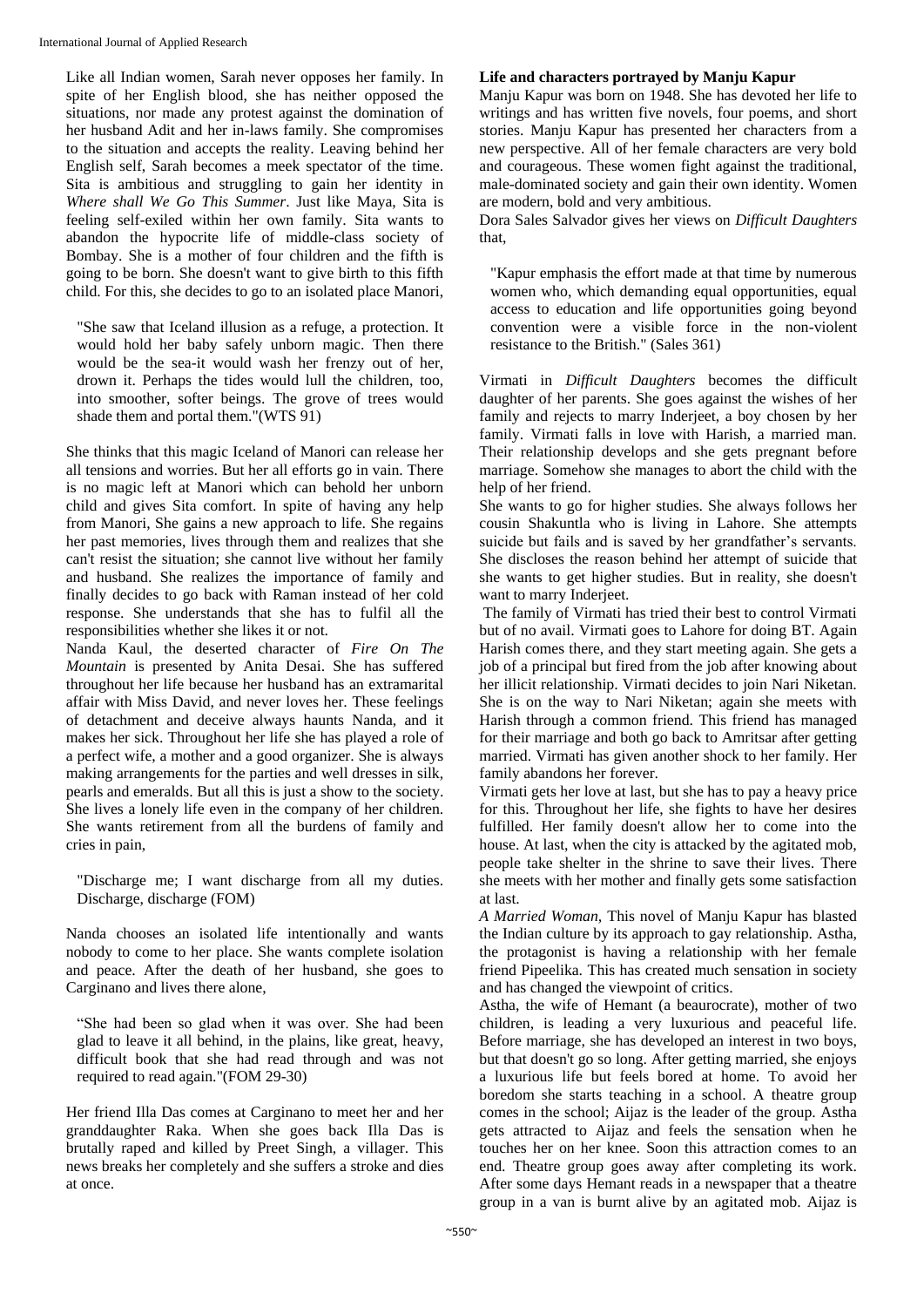Like all Indian women, Sarah never opposes her family. In spite of her English blood, she has neither opposed the situations, nor made any protest against the domination of her husband Adit and her in-laws family. She compromises to the situation and accepts the reality. Leaving behind her English self, Sarah becomes a meek spectator of the time. Sita is ambitious and struggling to gain her identity in *Where shall We Go This Summer*. Just like Maya, Sita is feeling self-exiled within her own family. Sita wants to abandon the hypocrite life of middle-class society of Bombay. She is a mother of four children and the fifth is going to be born. She doesn't want to give birth to this fifth child. For this, she decides to go to an isolated place Manori,

> "She saw that Iceland illusion as a refuge, a protection. It would hold her baby safely unborn magic. Then there would be the sea-it would wash her frenzy out of her, drown it. Perhaps the tides would lull the children, too, into smoother, softer beings. The grove of trees would shade them and portal them."(WTS 91)

She thinks that this magic Iceland of Manori can release her all tensions and worries. But her all efforts go in vain. There is no magic left at Manori which can behold her unborn child and gives Sita comfort. In spite of having any help from Manori, She gains a new approach to life. She regains her past memories, lives through them and realizes that she can't resist the situation; she cannot live without her family and husband. She realizes the importance of family and finally decides to go back with Raman instead of her cold response. She understands that she has to fulfil all the responsibilities whether she likes it or not.

Nanda Kaul, the deserted character of *Fire On The Mountain* is presented by Anita Desai. She has suffered throughout her life because her husband has an extramarital affair with Miss David, and never loves her. These feelings of detachment and deceive always haunts Nanda, and it makes her sick. Throughout her life she has played a role of a perfect wife, a mother and a good organizer. She is always making arrangements for the parties and well dresses in silk, pearls and emeralds. But all this is just a show to the society. She lives a lonely life even in the company of her children. She wants retirement from all the burdens of family and cries in pain,

> "Discharge me; I want discharge from all my duties. Discharge, discharge (FOM)

Nanda chooses an isolated life intentionally and wants nobody to come to her place. She wants complete isolation and peace. After the death of her husband, she goes to Carginano and lives there alone,

> "She had been so glad when it was over. She had been glad to leave it all behind, in the plains, like great, heavy, difficult book that she had read through and was not required to read again."(FOM 29-30)

Her friend Illa Das comes at Carginano to meet her and her granddaughter Raka. When she goes back Illa Das is brutally raped and killed by Preet Singh, a villager. This news breaks her completely and she suffers a stroke and dies at once.

**Life and characters portrayed by Manju Kapur**

Manju Kapur was born on 1948. She has devoted her life to writings and has written five novels, four poems, and short stories. Manju Kapur has presented her characters from a new perspective. All of her female characters are very bold and courageous. These women fight against the traditional, male-dominated society and gain their own identity. Women are modern, bold and very ambitious.

Dora Sales Salvador gives her views on *Difficult Daughters* that,

> "Kapur emphasis the effort made at that time by numerous women who, which demanding equal opportunities, equal access to education and life opportunities going beyond convention were a visible force in the non-violent resistance to the British." (Sales 361)

Virmati in *Difficult Daughters* becomes the difficult daughter of her parents. She goes against the wishes of her family and rejects to marry Inderjeet, a boy chosen by her family. Virmati falls in love with Harish, a married man. Their relationship develops and she gets pregnant before marriage. Somehow she manages to abort the child with the help of her friend.

She wants to go for higher studies. She always follows her cousin Shakuntla who is living in Lahore. She attempts suicide but fails and is saved by her grandfather's servants. She discloses the reason behind her attempt of suicide that she wants to get higher studies. But in reality, she doesn't want to marry Inderjeet.

The family of Virmati has tried their best to control Virmati but of no avail. Virmati goes to Lahore for doing BT. Again Harish comes there, and they start meeting again. She gets a job of a principal but fired from the job after knowing about her illicit relationship. Virmati decides to join Nari Niketan. She is on the way to Nari Niketan; again she meets with Harish through a common friend. This friend has managed for their marriage and both go back to Amritsar after getting married. Virmati has given another shock to her family. Her family abandons her forever.

Virmati gets her love at last, but she has to pay a heavy price for this. Throughout her life, she fights to have her desires fulfilled. Her family doesn't allow her to come into the house. At last, when the city is attacked by the agitated mob, people take shelter in the shrine to save their lives. There she meets with her mother and finally gets some satisfaction at last.

*A Married Woman*, This novel of Manju Kapur has blasted the Indian culture by its approach to gay relationship. Astha, the protagonist is having a relationship with her female friend Pipeelika. This has created much sensation in society and has changed the viewpoint of critics.

Astha, the wife of Hemant (a beaurocrate), mother of two children, is leading a very luxurious and peaceful life. Before marriage, she has developed an interest in two boys, but that doesn't go so long. After getting married, she enjoys a luxurious life but feels bored at home. To avoid her boredom she starts teaching in a school. A theatre group comes in the school; Aijaz is the leader of the group. Astha gets attracted to Aijaz and feels the sensation when he touches her on her knee. Soon this attraction comes to an end. Theatre group goes away after completing its work. After some days Hemant reads in a newspaper that a theatre group in a van is burnt alive by an agitated mob. Aijaz is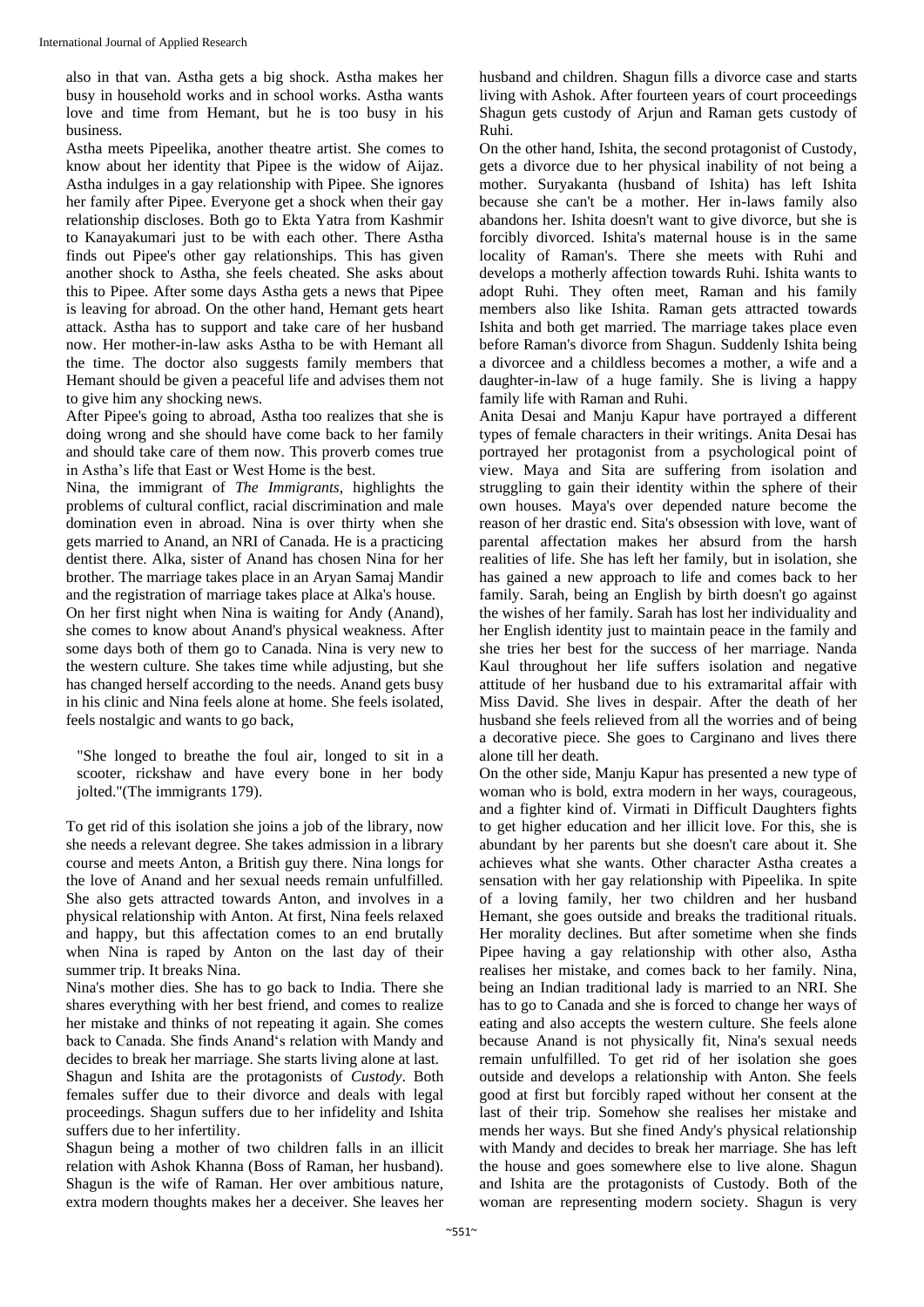also in that van. Astha gets a big shock. Astha makes her busy in household works and in school works. Astha wants love and time from Hemant, but he is too busy in his business.

Astha meets Pipeelika, another theatre artist. She comes to know about her identity that Pipee is the widow of Aijaz. Astha indulges in a gay relationship with Pipee. She ignores her family after Pipee. Everyone get a shock when their gay relationship discloses. Both go to Ekta Yatra from Kashmir to Kanayakumari just to be with each other. There Astha finds out Pipee's other gay relationships. This has given another shock to Astha, she feels cheated. She asks about this to Pipee. After some days Astha gets a news that Pipee is leaving for abroad. On the other hand, Hemant gets heart attack. Astha has to support and take care of her husband now. Her mother-in-law asks Astha to be with Hemant all the time. The doctor also suggests family members that Hemant should be given a peaceful life and advises them not to give him any shocking news.

After Pipee's going to abroad, Astha too realizes that she is doing wrong and she should have come back to her family and should take care of them now. This proverb comes true in Astha's life that East or West Home is the best.

Nina, the immigrant of *The Immigrants,* highlights the problems of cultural conflict, racial discrimination and male domination even in abroad. Nina is over thirty when she gets married to Anand, an NRI of Canada. He is a practicing dentist there. Alka, sister of Anand has chosen Nina for her brother. The marriage takes place in an Aryan Samaj Mandir and the registration of marriage takes place at Alka's house.

On her first night when Nina is waiting for Andy (Anand), she comes to know about Anand's physical weakness. After some days both of them go to Canada. Nina is very new to the western culture. She takes time while adjusting, but she has changed herself according to the needs. Anand gets busy in his clinic and Nina feels alone at home. She feels isolated, feels nostalgic and wants to go back,

> "She longed to breathe the foul air, longed to sit in a scooter, rickshaw and have every bone in her body jolted."(The immigrants 179).

To get rid of this isolation she joins a job of the library, now she needs a relevant degree. She takes admission in a library course and meets Anton, a British guy there. Nina longs for the love of Anand and her sexual needs remain unfulfilled. She also gets attracted towards Anton, and involves in a physical relationship with Anton. At first, Nina feels relaxed and happy, but this affectation comes to an end brutally when Nina is raped by Anton on the last day of their summer trip. It breaks Nina.

Nina's mother dies. She has to go back to India. There she shares everything with her best friend, and comes to realize her mistake and thinks of not repeating it again. She comes back to Canada. She finds Anand's relation with Mandy and decides to break her marriage. She starts living alone at last.

Shagun and Ishita are the protagonists of *Custody*. Both females suffer due to their divorce and deals with legal proceedings. Shagun suffers due to her infidelity and Ishita suffers due to her infertility.

Shagun being a mother of two children falls in an illicit relation with Ashok Khanna (Boss of Raman, her husband). Shagun is the wife of Raman. Her over ambitious nature, extra modern thoughts makes her a deceiver. She leaves her husband and children. Shagun fills a divorce case and starts living with Ashok. After fourteen years of court proceedings Shagun gets custody of Arjun and Raman gets custody of Ruhi.

On the other hand, Ishita, the second protagonist of Custody, gets a divorce due to her physical inability of not being a mother. Suryakanta (husband of Ishita) has left Ishita because she can't be a mother. Her in-laws family also abandons her. Ishita doesn't want to give divorce, but she is forcibly divorced. Ishita's maternal house is in the same locality of Raman's. There she meets with Ruhi and develops a motherly affection towards Ruhi. Ishita wants to adopt Ruhi. They often meet, Raman and his family members also like Ishita. Raman gets attracted towards Ishita and both get married. The marriage takes place even before Raman's divorce from Shagun. Suddenly Ishita being a divorcee and a childless becomes a mother, a wife and a daughter-in-law of a huge family. She is living a happy family life with Raman and Ruhi.

Anita Desai and Manju Kapur have portrayed a different types of female characters in their writings. Anita Desai has portrayed her protagonist from a psychological point of view. Maya and Sita are suffering from isolation and struggling to gain their identity within the sphere of their own houses. Maya's over depended nature become the reason of her drastic end. Sita's obsession with love, want of parental affectation makes her absurd from the harsh realities of life. She has left her family, but in isolation, she has gained a new approach to life and comes back to her family. Sarah, being an English by birth doesn't go against the wishes of her family. Sarah has lost her individuality and her English identity just to maintain peace in the family and she tries her best for the success of her marriage. Nanda Kaul throughout her life suffers isolation and negative attitude of her husband due to his extramarital affair with Miss David. She lives in despair. After the death of her husband she feels relieved from all the worries and of being a decorative piece. She goes to Carginano and lives there alone till her death.

On the other side, Manju Kapur has presented a new type of woman who is bold, extra modern in her ways, courageous, and a fighter kind of. Virmati in Difficult Daughters fights to get higher education and her illicit love. For this, she is abundant by her parents but she doesn't care about it. She achieves what she wants. Other character Astha creates a sensation with her gay relationship with Pipeelika. In spite of a loving family, her two children and her husband Hemant, she goes outside and breaks the traditional rituals. Her morality declines. But after sometime when she finds Pipee having a gay relationship with other also, Astha realises her mistake, and comes back to her family. Nina, being an Indian traditional lady is married to an NRI. She has to go to Canada and she is forced to change her ways of eating and also accepts the western culture. She feels alone because Anand is not physically fit, Nina's sexual needs remain unfulfilled. To get rid of her isolation she goes outside and develops a relationship with Anton. She feels good at first but forcibly raped without her consent at the last of their trip. Somehow she realises her mistake and mends her ways. But she fined Andy's physical relationship with Mandy and decides to break her marriage. She has left the house and goes somewhere else to live alone. Shagun and Ishita are the protagonists of Custody. Both of the woman are representing modern society. Shagun is very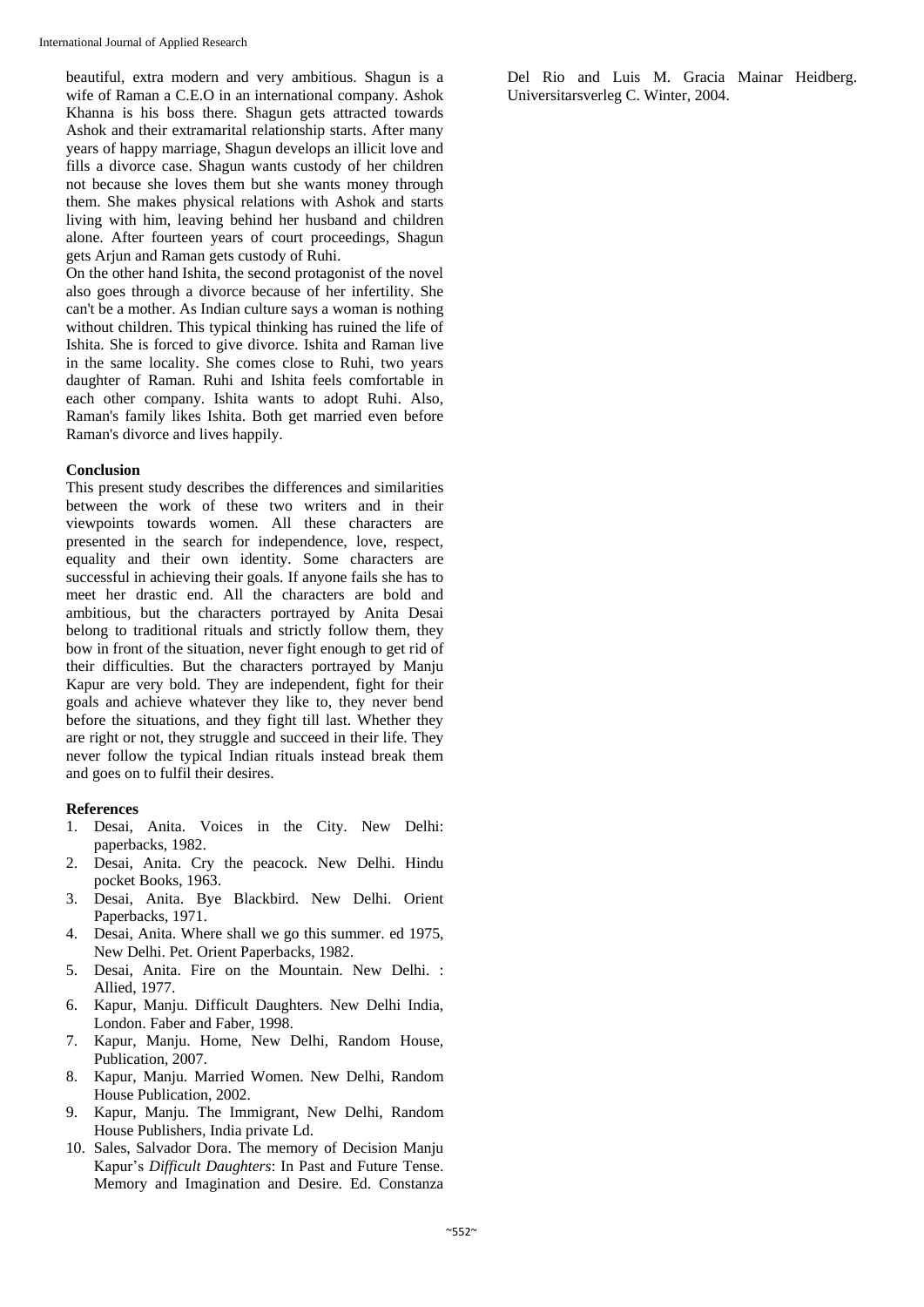beautiful, extra modern and very ambitious. Shagun is a wife of Raman a C.E.O in an international company. Ashok Khanna is his boss there. Shagun gets attracted towards Ashok and their extramarital relationship starts. After many years of happy marriage, Shagun develops an illicit love and fills a divorce case. Shagun wants custody of her children not because she loves them but she wants money through them. She makes physical relations with Ashok and starts living with him, leaving behind her husband and children alone. After fourteen years of court proceedings, Shagun gets Arjun and Raman gets custody of Ruhi.

On the other hand Ishita, the second protagonist of the novel also goes through a divorce because of her infertility. She can't be a mother. As Indian culture says a woman is nothing without children. This typical thinking has ruined the life of Ishita. She is forced to give divorce. Ishita and Raman live in the same locality. She comes close to Ruhi, two years daughter of Raman. Ruhi and Ishita feels comfortable in each other company. Ishita wants to adopt Ruhi. Also, Raman's family likes Ishita. Both get married even before Raman's divorce and lives happily.

**Conclusion**

This present study describes the differences and similarities between the work of these two writers and in their viewpoints towards women. All these characters are presented in the search for independence, love, respect, equality and their own identity. Some characters are successful in achieving their goals. If anyone fails she has to meet her drastic end. All the characters are bold and ambitious, but the characters portrayed by Anita Desai belong to traditional rituals and strictly follow them, they bow in front of the situation, never fight enough to get rid of their difficulties. But the characters portrayed by Manju Kapur are very bold. They are independent, fight for their goals and achieve whatever they like to, they never bend before the situations, and they fight till last. Whether they are right or not, they struggle and succeed in their life. They never follow the typical Indian rituals instead break them and goes on to fulfil their desires.

**References**

1. Desai, Anita. Voices in the City. New Delhi: paperbacks, 1982.
2. Desai, Anita. Cry the peacock. New Delhi. Hindu pocket Books, 1963.
3. Desai, Anita. Bye Blackbird. New Delhi. Orient Paperbacks, 1971.
4. Desai, Anita. Where shall we go this summer. ed 1975, New Delhi. Pet. Orient Paperbacks, 1982.
5. Desai, Anita. Fire on the Mountain. New Delhi. : Allied, 1977.
6. Kapur, Manju. Difficult Daughters. New Delhi India, London. Faber and Faber, 1998.
7. Kapur, Manju. Home, New Delhi, Random House, Publication, 2007.
8. Kapur, Manju. Married Women. New Delhi, Random House Publication, 2002.
9. Kapur, Manju. The Immigrant, New Delhi, Random House Publishers, India private Ld.
10. Sales, Salvador Dora. The memory of Decision Manju Kapur's *Difficult Daughters*: In Past and Future Tense. Memory and Imagination and Desire. Ed. Constanza Del Rio and Luis M. Gracia Mainar Heidberg. Universitarsverleg C. Winter, 2004.